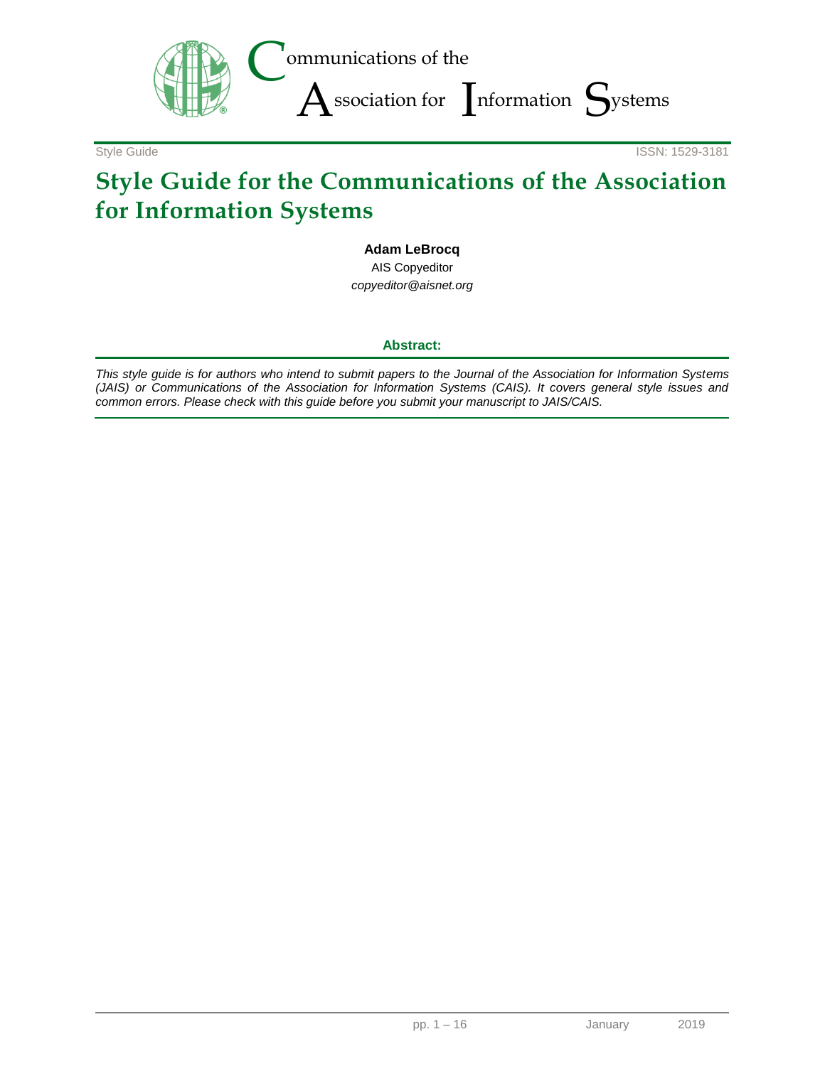Communications of the Association for Information Systems

Style Guide | ISSN: 1529-3181

# Style Guide for the Communications of the Association for Information Systems

**Adam LeBrocq**
AIS Copyeditor
*copyeditor@aisnet.org*

**Abstract:**

*This style guide is for authors who intend to submit papers to the Journal of the Association for Information Systems (JAIS) or Communications of the Association for Information Systems (CAIS). It covers general style issues and common errors. Please check with this guide before you submit your manuscript to JAIS/CAIS.*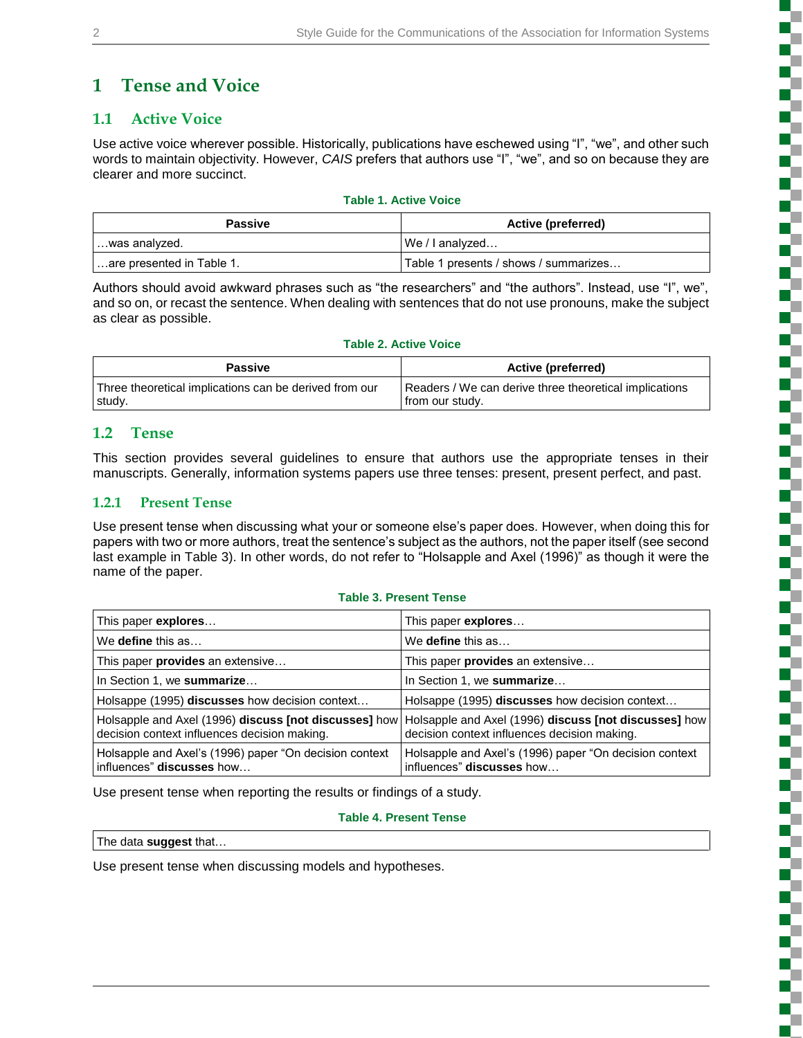# 1 Tense and Voice

## 1.1 Active Voice

Use active voice wherever possible. Historically, publications have eschewed using "I", "we", and other such words to maintain objectivity. However, *CAIS* prefers that authors use "I", "we", and so on because they are clearer and more succinct.

**Table 1. Active Voice**

| Passive | Active (preferred) |
|---|---|
| …was analyzed. | We / I analyzed… |
| …are presented in Table 1. | Table 1 presents / shows / summarizes… |

Authors should avoid awkward phrases such as "the researchers" and "the authors". Instead, use "I", we", and so on, or recast the sentence. When dealing with sentences that do not use pronouns, make the subject as clear as possible.

**Table 2. Active Voice**

| Passive | Active (preferred) |
|---|---|
| Three theoretical implications can be derived from our study. | Readers / We can derive three theoretical implications from our study. |

## 1.2 Tense

This section provides several guidelines to ensure that authors use the appropriate tenses in their manuscripts. Generally, information systems papers use three tenses: present, present perfect, and past.

### 1.2.1 Present Tense

Use present tense when discussing what your or someone else's paper does. However, when doing this for papers with two or more authors, treat the sentence's subject as the authors, not the paper itself (see second last example in Table 3). In other words, do not refer to "Holsapple and Axel (1996)" as though it were the name of the paper.

**Table 3. Present Tense**

| | |
|---|---|
| This paper **explores**… | This paper **explores**… |
| We **define** this as… | We **define** this as… |
| This paper **provides** an extensive… | This paper **provides** an extensive… |
| In Section 1, we **summarize**… | In Section 1, we **summarize**… |
| Holsappe (1995) **discusses** how decision context… | Holsappe (1995) **discusses** how decision context… |
| Holsapple and Axel (1996) **discuss [not discusses]** how decision context influences decision making. | Holsapple and Axel (1996) **discuss [not discusses]** how decision context influences decision making. |
| Holsapple and Axel's (1996) paper "On decision context influences" **discusses** how… | Holsapple and Axel's (1996) paper "On decision context influences" **discusses** how… |

Use present tense when reporting the results or findings of a study.

**Table 4. Present Tense**

| |
|---|
| The data **suggest** that… |

Use present tense when discussing models and hypotheses.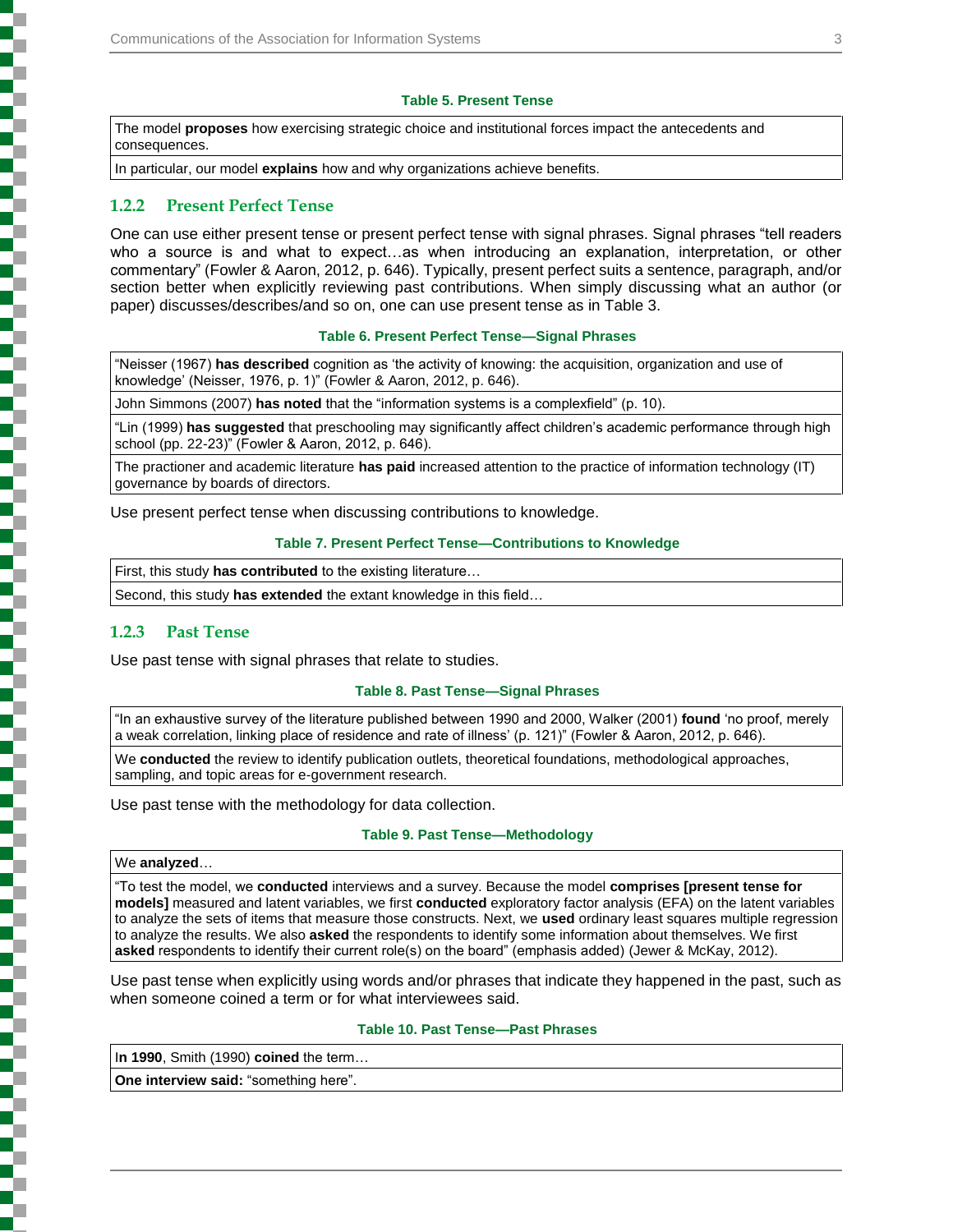**Table 5. Present Tense**

| |
|---|
| The model **proposes** how exercising strategic choice and institutional forces impact the antecedents and consequences. |
| In particular, our model **explains** how and why organizations achieve benefits. |

### 1.2.2 Present Perfect Tense

One can use either present tense or present perfect tense with signal phrases. Signal phrases "tell readers who a source is and what to expect…as when introducing an explanation, interpretation, or other commentary" (Fowler & Aaron, 2012, p. 646). Typically, present perfect suits a sentence, paragraph, and/or section better when explicitly reviewing past contributions. When simply discussing what an author (or paper) discusses/describes/and so on, one can use present tense as in Table 3.

**Table 6. Present Perfect Tense—Signal Phrases**

| |
|---|
| "Neisser (1967) **has described** cognition as 'the activity of knowing: the acquisition, organization and use of knowledge' (Neisser, 1976, p. 1)" (Fowler & Aaron, 2012, p. 646). |
| John Simmons (2007) **has noted** that the "information systems is a complexfield" (p. 10). |
| "Lin (1999) **has suggested** that preschooling may significantly affect children's academic performance through high school (pp. 22-23)" (Fowler & Aaron, 2012, p. 646). |
| The practioner and academic literature **has paid** increased attention to the practice of information technology (IT) governance by boards of directors. |

Use present perfect tense when discussing contributions to knowledge.

**Table 7. Present Perfect Tense—Contributions to Knowledge**

| |
|---|
| First, this study **has contributed** to the existing literature… |
| Second, this study **has extended** the extant knowledge in this field… |

### 1.2.3 Past Tense

Use past tense with signal phrases that relate to studies.

**Table 8. Past Tense—Signal Phrases**

| |
|---|
| "In an exhaustive survey of the literature published between 1990 and 2000, Walker (2001) **found** 'no proof, merely a weak correlation, linking place of residence and rate of illness' (p. 121)" (Fowler & Aaron, 2012, p. 646). |
| We **conducted** the review to identify publication outlets, theoretical foundations, methodological approaches, sampling, and topic areas for e-government research. |

Use past tense with the methodology for data collection.

**Table 9. Past Tense—Methodology**

| |
|---|
| We **analyzed**… |
| "To test the model, we **conducted** interviews and a survey. Because the model **comprises [present tense for models]** measured and latent variables, we first **conducted** exploratory factor analysis (EFA) on the latent variables to analyze the sets of items that measure those constructs. Next, we **used** ordinary least squares multiple regression to analyze the results. We also **asked** the respondents to identify some information about themselves. We first **asked** respondents to identify their current role(s) on the board" (emphasis added) (Jewer & McKay, 2012). |

Use past tense when explicitly using words and/or phrases that indicate they happened in the past, such as when someone coined a term or for what interviewees said.

**Table 10. Past Tense—Past Phrases**

| |
|---|
| I**n 1990**, Smith (1990) **coined** the term… |
| **One interview said:** "something here". |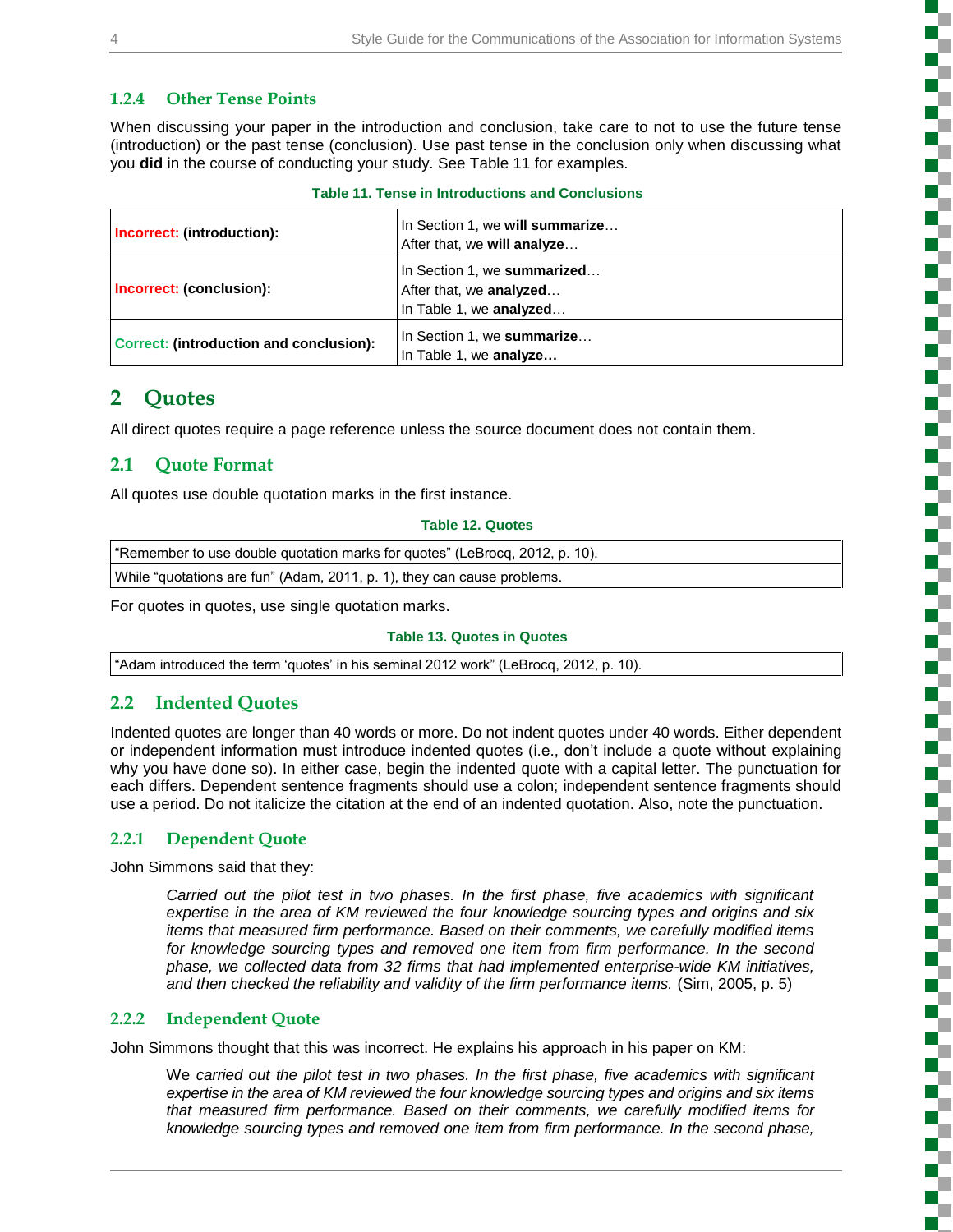### 1.2.4 Other Tense Points

When discussing your paper in the introduction and conclusion, take care to not to use the future tense (introduction) or the past tense (conclusion). Use past tense in the conclusion only when discussing what you **did** in the course of conducting your study. See Table 11 for examples.

**Table 11. Tense in Introductions and Conclusions**

| | |
|---|---|
| Incorrect: **(introduction):** | In Section 1, we **will summarize**…<br>After that, we **will analyze**… |
| Incorrect: **(conclusion):** | In Section 1, we **summarized**…<br>After that, we **analyzed**…<br>In Table 1, we **analyzed**… |
| Correct: **(introduction and conclusion):** | In Section 1, we **summarize**…<br>In Table 1, we **analyze…** |

# 2 Quotes

All direct quotes require a page reference unless the source document does not contain them.

## 2.1 Quote Format

All quotes use double quotation marks in the first instance.

**Table 12. Quotes**

| |
|---|
| "Remember to use double quotation marks for quotes" (LeBrocq, 2012, p. 10). |
| While "quotations are fun" (Adam, 2011, p. 1), they can cause problems. |

For quotes in quotes, use single quotation marks.

**Table 13. Quotes in Quotes**

| |
|---|
| "Adam introduced the term 'quotes' in his seminal 2012 work" (LeBrocq, 2012, p. 10). |

## 2.2 Indented Quotes

Indented quotes are longer than 40 words or more. Do not indent quotes under 40 words. Either dependent or independent information must introduce indented quotes (i.e., don't include a quote without explaining why you have done so). In either case, begin the indented quote with a capital letter. The punctuation for each differs. Dependent sentence fragments should use a colon; independent sentence fragments should use a period. Do not italicize the citation at the end of an indented quotation. Also, note the punctuation.

### 2.2.1 Dependent Quote

John Simmons said that they:

> *Carried out the pilot test in two phases. In the first phase, five academics with significant expertise in the area of KM reviewed the four knowledge sourcing types and origins and six items that measured firm performance. Based on their comments, we carefully modified items for knowledge sourcing types and removed one item from firm performance. In the second phase, we collected data from 32 firms that had implemented enterprise-wide KM initiatives, and then checked the reliability and validity of the firm performance items.* (Sim, 2005, p. 5)

### 2.2.2 Independent Quote

John Simmons thought that this was incorrect. He explains his approach in his paper on KM:

> We *carried out the pilot test in two phases. In the first phase, five academics with significant expertise in the area of KM reviewed the four knowledge sourcing types and origins and six items that measured firm performance. Based on their comments, we carefully modified items for knowledge sourcing types and removed one item from firm performance. In the second phase,*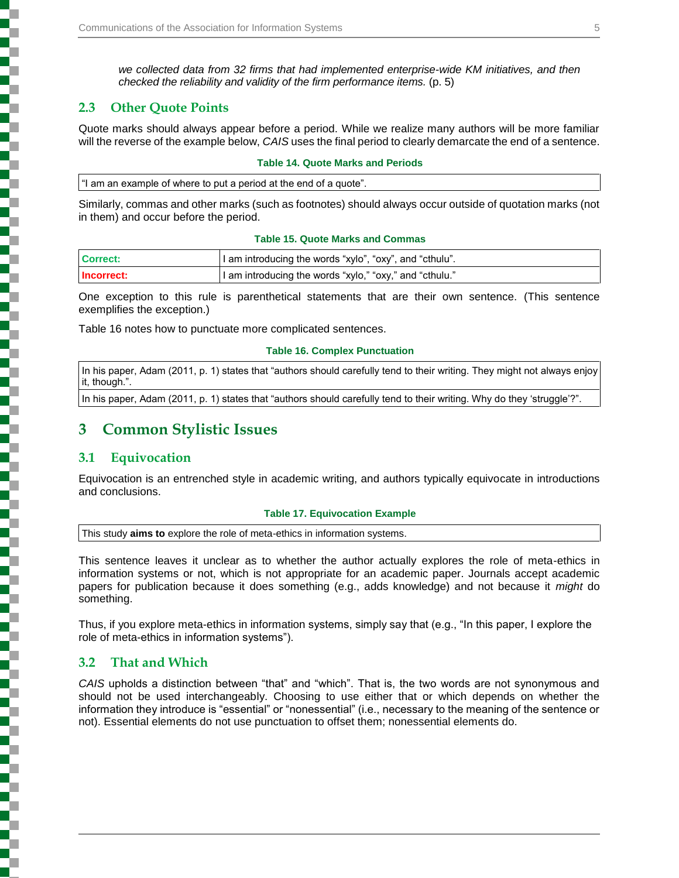*we collected data from 32 firms that had implemented enterprise-wide KM initiatives, and then checked the reliability and validity of the firm performance items.* (p. 5)

## 2.3 Other Quote Points

Quote marks should always appear before a period. While we realize many authors will be more familiar will the reverse of the example below, *CAIS* uses the final period to clearly demarcate the end of a sentence.

**Table 14. Quote Marks and Periods**

| “I am an example of where to put a period at the end of a quote”. |
|---|

Similarly, commas and other marks (such as footnotes) should always occur outside of quotation marks (not in them) and occur before the period.

**Table 15. Quote Marks and Commas**

| | |
|---|---|
| **Correct:** | I am introducing the words “xylo”, “oxy”, and “cthulu”. |
| **Incorrect:** | I am introducing the words “xylo,” “oxy,” and “cthulu.” |

One exception to this rule is parenthetical statements that are their own sentence. (This sentence exemplifies the exception.)

Table 16 notes how to punctuate more complicated sentences.

**Table 16. Complex Punctuation**

| |
|---|
| In his paper, Adam (2011, p. 1) states that “authors should carefully tend to their writing. They might not always enjoy it, though.”. |
| In his paper, Adam (2011, p. 1) states that “authors should carefully tend to their writing. Why do they ‘struggle’?”. |

# 3 Common Stylistic Issues

## 3.1 Equivocation

Equivocation is an entrenched style in academic writing, and authors typically equivocate in introductions and conclusions.

**Table 17. Equivocation Example**

| This study **aims to** explore the role of meta-ethics in information systems. |
|---|

This sentence leaves it unclear as to whether the author actually explores the role of meta-ethics in information systems or not, which is not appropriate for an academic paper. Journals accept academic papers for publication because it does something (e.g., adds knowledge) and not because it *might* do something.

Thus, if you explore meta-ethics in information systems, simply say that (e.g., “In this paper, I explore the role of meta-ethics in information systems”).

## 3.2 That and Which

*CAIS* upholds a distinction between “that” and “which”. That is, the two words are not synonymous and should not be used interchangeably. Choosing to use either that or which depends on whether the information they introduce is “essential” or “nonessential” (i.e., necessary to the meaning of the sentence or not). Essential elements do not use punctuation to offset them; nonessential elements do.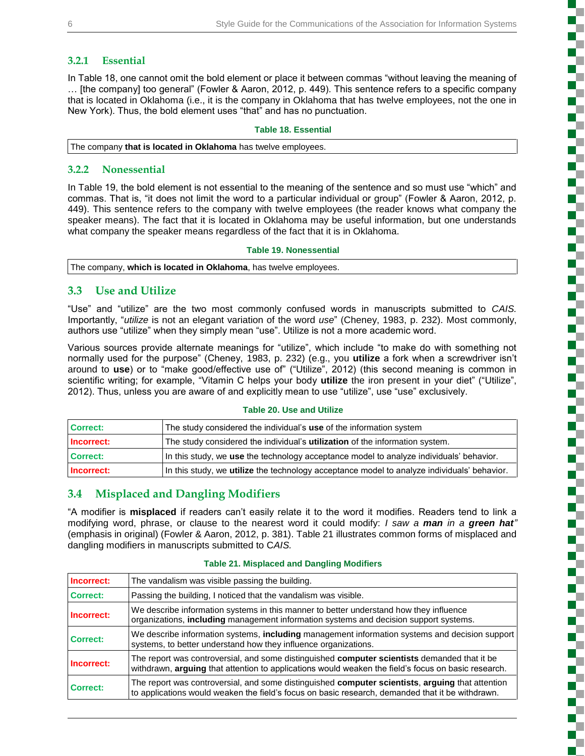### 3.2.1 Essential

In Table 18, one cannot omit the bold element or place it between commas “without leaving the meaning of … [the company] too general” (Fowler & Aaron, 2012, p. 449). This sentence refers to a specific company that is located in Oklahoma (i.e., it is the company in Oklahoma that has twelve employees, not the one in New York). Thus, the bold element uses “that” and has no punctuation.

**Table 18. Essential**

| The company **that is located in Oklahoma** has twelve employees. |
|---|

### 3.2.2 Nonessential

In Table 19, the bold element is not essential to the meaning of the sentence and so must use “which” and commas. That is, “it does not limit the word to a particular individual or group” (Fowler & Aaron, 2012, p. 449). This sentence refers to the company with twelve employees (the reader knows what company the speaker means). The fact that it is located in Oklahoma may be useful information, but one understands what company the speaker means regardless of the fact that it is in Oklahoma.

**Table 19. Nonessential**

| The company, **which is located in Oklahoma**, has twelve employees. |
|---|

## 3.3 Use and Utilize

“Use” and “utilize” are the two most commonly confused words in manuscripts submitted to *CAIS.* Importantly, “*utilize* is not an elegant variation of the word *use*” (Cheney, 1983, p. 232). Most commonly, authors use “utilize” when they simply mean “use”. Utilize is not a more academic word.

Various sources provide alternate meanings for “utilize”, which include “to make do with something not normally used for the purpose” (Cheney, 1983, p. 232) (e.g., you **utilize** a fork when a screwdriver isn’t around to **use**) or to “make good/effective use of” (“Utilize”, 2012) (this second meaning is common in scientific writing; for example, “Vitamin C helps your body **utilize** the iron present in your diet” (“Utilize”, 2012). Thus, unless you are aware of and explicitly mean to use “utilize”, use “use” exclusively.

**Table 20. Use and Utilize**

| | |
|---|---|
| **Correct:** | The study considered the individual’s **use** of the information system |
| **Incorrect:** | The study considered the individual’s **utilization** of the information system. |
| **Correct:** | In this study, we **use** the technology acceptance model to analyze individuals’ behavior. |
| **Incorrect:** | In this study, we **utilize** the technology acceptance model to analyze individuals’ behavior. |

## 3.4 Misplaced and Dangling Modifiers

“A modifier is **misplaced** if readers can’t easily relate it to the word it modifies. Readers tend to link a modifying word, phrase, or clause to the nearest word it could modify: *I saw a **man** in a **green hat**”* (emphasis in original) (Fowler & Aaron, 2012, p. 381). Table 21 illustrates common forms of misplaced and dangling modifiers in manuscripts submitted to *CAIS.*

**Table 21. Misplaced and Dangling Modifiers**

| | |
|---|---|
| **Incorrect:** | The vandalism was visible passing the building. |
| **Correct:** | Passing the building, I noticed that the vandalism was visible. |
| **Incorrect:** | We describe information systems in this manner to better understand how they influence organizations, **including** management information systems and decision support systems. |
| **Correct:** | We describe information systems, **including** management information systems and decision support systems, to better understand how they influence organizations. |
| **Incorrect:** | The report was controversial, and some distinguished **computer scientists** demanded that it be withdrawn, **arguing** that attention to applications would weaken the field’s focus on basic research. |
| **Correct:** | The report was controversial, and some distinguished **computer scientists**, **arguing** that attention to applications would weaken the field’s focus on basic research, demanded that it be withdrawn. |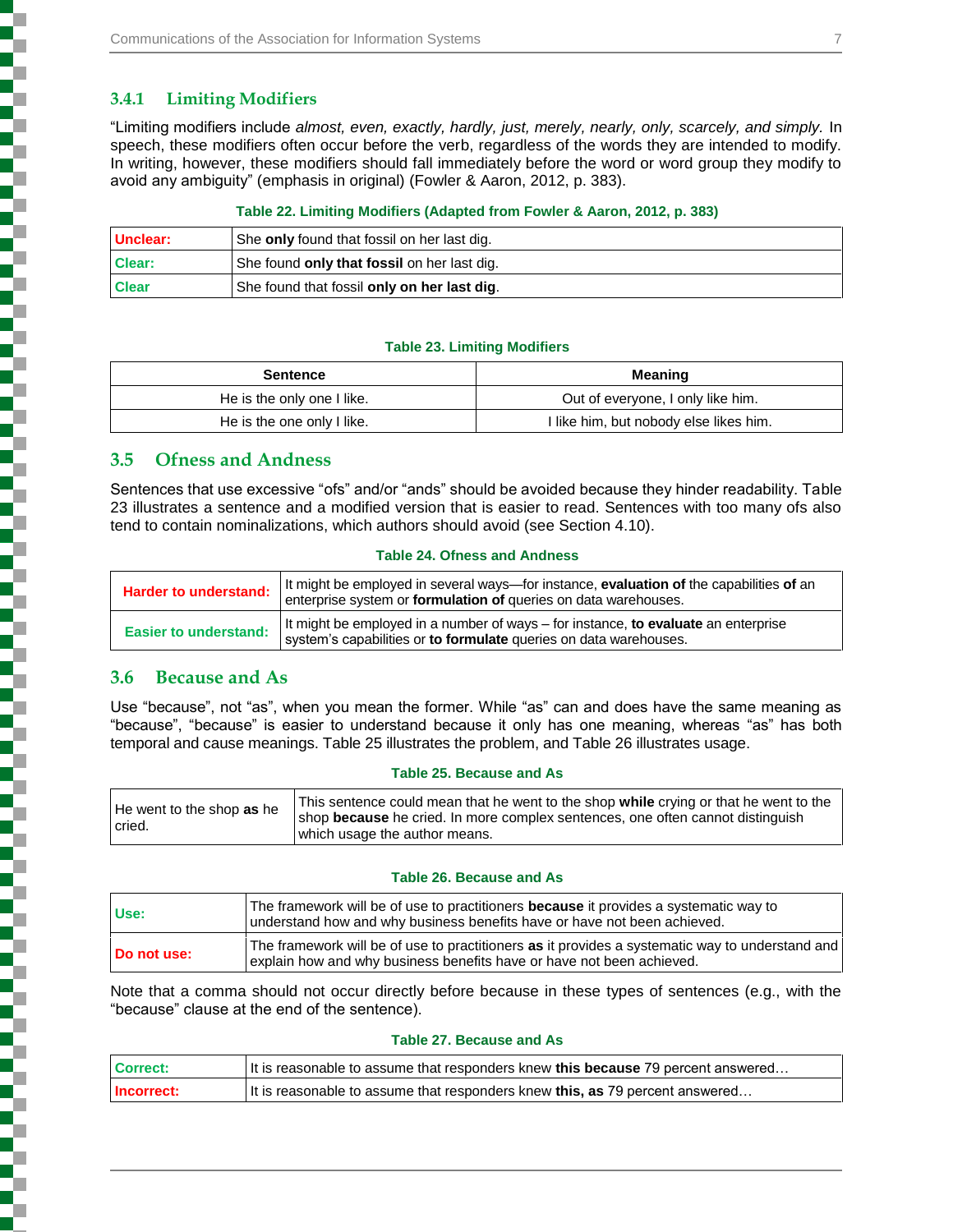### 3.4.1 Limiting Modifiers

"Limiting modifiers include *almost, even, exactly, hardly, just, merely, nearly, only, scarcely, and simply.* In speech, these modifiers often occur before the verb, regardless of the words they are intended to modify. In writing, however, these modifiers should fall immediately before the word or word group they modify to avoid any ambiguity" (emphasis in original) (Fowler & Aaron, 2012, p. 383).

**Table 22. Limiting Modifiers (Adapted from Fowler & Aaron, 2012, p. 383)**

| | |
|---|---|
| **Unclear:** | She **only** found that fossil on her last dig. |
| **Clear:** | She found **only that fossil** on her last dig. |
| **Clear** | She found that fossil **only on her last dig**. |

**Table 23. Limiting Modifiers**

| Sentence | Meaning |
|---|---|
| He is the only one I like. | Out of everyone, I only like him. |
| He is the one only I like. | I like him, but nobody else likes him. |

## 3.5 Ofness and Andness

Sentences that use excessive "ofs" and/or "ands" should be avoided because they hinder readability. Table 23 illustrates a sentence and a modified version that is easier to read. Sentences with too many ofs also tend to contain nominalizations, which authors should avoid (see Section 4.10).

**Table 24. Ofness and Andness**

| | |
|---|---|
| **Harder to understand:** | It might be employed in several ways—for instance, **evaluation of** the capabilities **of** an enterprise system or **formulation of** queries on data warehouses. |
| **Easier to understand:** | It might be employed in a number of ways – for instance, **to evaluate** an enterprise system's capabilities or **to formulate** queries on data warehouses. |

## 3.6 Because and As

Use "because", not "as", when you mean the former. While "as" can and does have the same meaning as "because", "because" is easier to understand because it only has one meaning, whereas "as" has both temporal and cause meanings. Table 25 illustrates the problem, and Table 26 illustrates usage.

**Table 25. Because and As**

| | |
|---|---|
| He went to the shop **as** he cried. | This sentence could mean that he went to the shop **while** crying or that he went to the shop **because** he cried. In more complex sentences, one often cannot distinguish which usage the author means. |

**Table 26. Because and As**

| | |
|---|---|
| **Use:** | The framework will be of use to practitioners **because** it provides a systematic way to understand how and why business benefits have or have not been achieved. |
| **Do not use:** | The framework will be of use to practitioners **as** it provides a systematic way to understand and explain how and why business benefits have or have not been achieved. |

Note that a comma should not occur directly before because in these types of sentences (e.g., with the "because" clause at the end of the sentence).

**Table 27. Because and As**

| | |
|---|---|
| **Correct:** | It is reasonable to assume that responders knew **this because** 79 percent answered… |
| **Incorrect:** | It is reasonable to assume that responders knew **this, as** 79 percent answered… |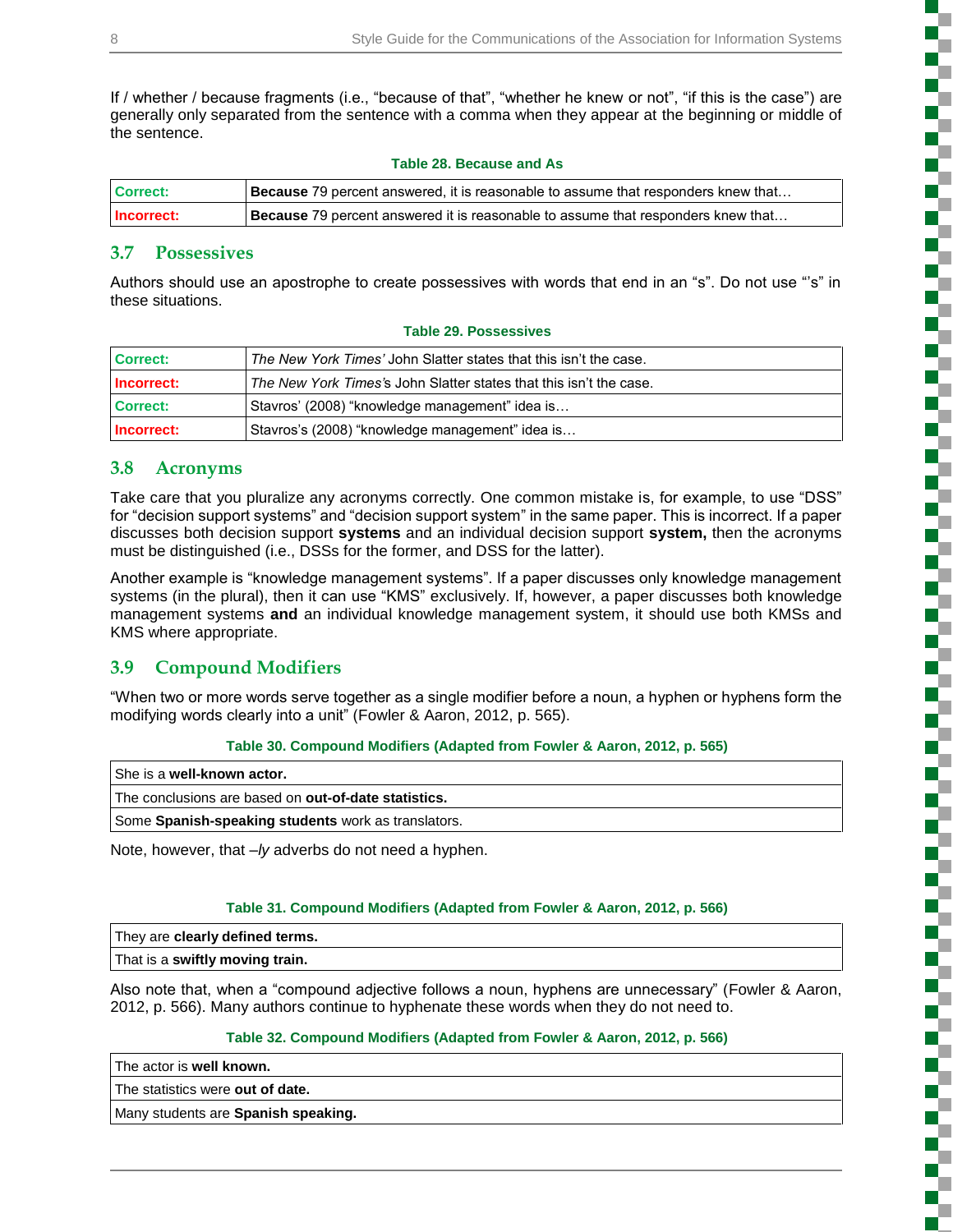If / whether / because fragments (i.e., “because of that”, “whether he knew or not”, “if this is the case”) are generally only separated from the sentence with a comma when they appear at the beginning or middle of the sentence.

**Table 28. Because and As**

| | |
|---|---|
| Correct: | **Because** 79 percent answered, it is reasonable to assume that responders knew that… |
| Incorrect: | **Because** 79 percent answered it is reasonable to assume that responders knew that… |

## 3.7 Possessives

Authors should use an apostrophe to create possessives with words that end in an “s”. Do not use “’s” in these situations.

**Table 29. Possessives**

| | |
|---|---|
| Correct: | *The New York Times’* John Slatter states that this isn’t the case. |
| Incorrect: | *The New York Times*’s John Slatter states that this isn’t the case. |
| Correct: | Stavros’ (2008) “knowledge management” idea is… |
| Incorrect: | Stavros’s (2008) “knowledge management” idea is… |

## 3.8 Acronyms

Take care that you pluralize any acronyms correctly. One common mistake is, for example, to use “DSS” for “decision support systems” and “decision support system” in the same paper. This is incorrect. If a paper discusses both decision support **systems** and an individual decision support **system,** then the acronyms must be distinguished (i.e., DSSs for the former, and DSS for the latter).

Another example is “knowledge management systems”. If a paper discusses only knowledge management systems (in the plural), then it can use “KMS” exclusively. If, however, a paper discusses both knowledge management systems **and** an individual knowledge management system, it should use both KMSs and KMS where appropriate.

## 3.9 Compound Modifiers

“When two or more words serve together as a single modifier before a noun, a hyphen or hyphens form the modifying words clearly into a unit” (Fowler & Aaron, 2012, p. 565).

**Table 30. Compound Modifiers (Adapted from Fowler & Aaron, 2012, p. 565)**

| |
|---|
| She is a **well-known actor.** |
| The conclusions are based on **out-of-date statistics.** |
| Some **Spanish-speaking students** work as translators. |

Note, however, that *–ly* adverbs do not need a hyphen.

**Table 31. Compound Modifiers (Adapted from Fowler & Aaron, 2012, p. 566)**

| |
|---|
| They are **clearly defined terms.** |
| That is a **swiftly moving train.** |

Also note that, when a “compound adjective follows a noun, hyphens are unnecessary” (Fowler & Aaron, 2012, p. 566). Many authors continue to hyphenate these words when they do not need to.

**Table 32. Compound Modifiers (Adapted from Fowler & Aaron, 2012, p. 566)**

| |
|---|
| The actor is **well known.** |
| The statistics were **out of date.** |
| Many students are **Spanish speaking.** |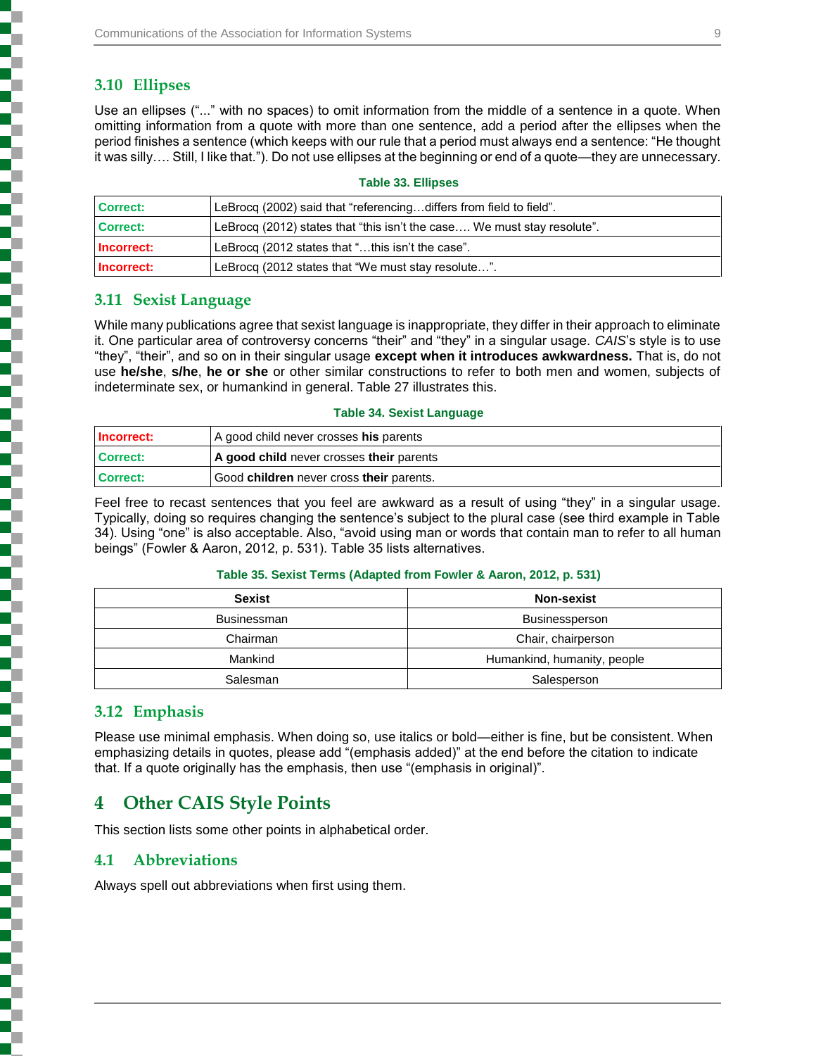## 3.10 Ellipses

Use an ellipses ("..." with no spaces) to omit information from the middle of a sentence in a quote. When omitting information from a quote with more than one sentence, add a period after the ellipses when the period finishes a sentence (which keeps with our rule that a period must always end a sentence: "He thought it was silly…. Still, I like that."). Do not use ellipses at the beginning or end of a quote—they are unnecessary.

**Table 33. Ellipses**

| | |
|---|---|
| **Correct:** | LeBrocq (2002) said that "referencing…differs from field to field". |
| **Correct:** | LeBrocq (2012) states that "this isn't the case…. We must stay resolute". |
| **Incorrect:** | LeBrocq (2012 states that "…this isn't the case". |
| **Incorrect:** | LeBrocq (2012 states that "We must stay resolute…". |

## 3.11 Sexist Language

While many publications agree that sexist language is inappropriate, they differ in their approach to eliminate it. One particular area of controversy concerns "their" and "they" in a singular usage. *CAIS*'s style is to use "they", "their", and so on in their singular usage **except when it introduces awkwardness.** That is, do not use **he/she**, **s/he**, **he or she** or other similar constructions to refer to both men and women, subjects of indeterminate sex, or humankind in general. Table 27 illustrates this.

**Table 34. Sexist Language**

| | |
|---|---|
| **Incorrect:** | A good child never crosses **his** parents |
| **Correct:** | **A good child** never crosses **their** parents |
| **Correct:** | Good **children** never cross **their** parents. |

Feel free to recast sentences that you feel are awkward as a result of using "they" in a singular usage. Typically, doing so requires changing the sentence's subject to the plural case (see third example in Table 34). Using "one" is also acceptable. Also, "avoid using man or words that contain man to refer to all human beings" (Fowler & Aaron, 2012, p. 531). Table 35 lists alternatives.

**Table 35. Sexist Terms (Adapted from Fowler & Aaron, 2012, p. 531)**

| Sexist | Non-sexist |
|---|---|
| Businessman | Businessperson |
| Chairman | Chair, chairperson |
| Mankind | Humankind, humanity, people |
| Salesman | Salesperson |

## 3.12 Emphasis

Please use minimal emphasis. When doing so, use italics or bold—either is fine, but be consistent. When emphasizing details in quotes, please add "(emphasis added)" at the end before the citation to indicate that. If a quote originally has the emphasis, then use "(emphasis in original)".

# 4 Other CAIS Style Points

This section lists some other points in alphabetical order.

## 4.1 Abbreviations

Always spell out abbreviations when first using them.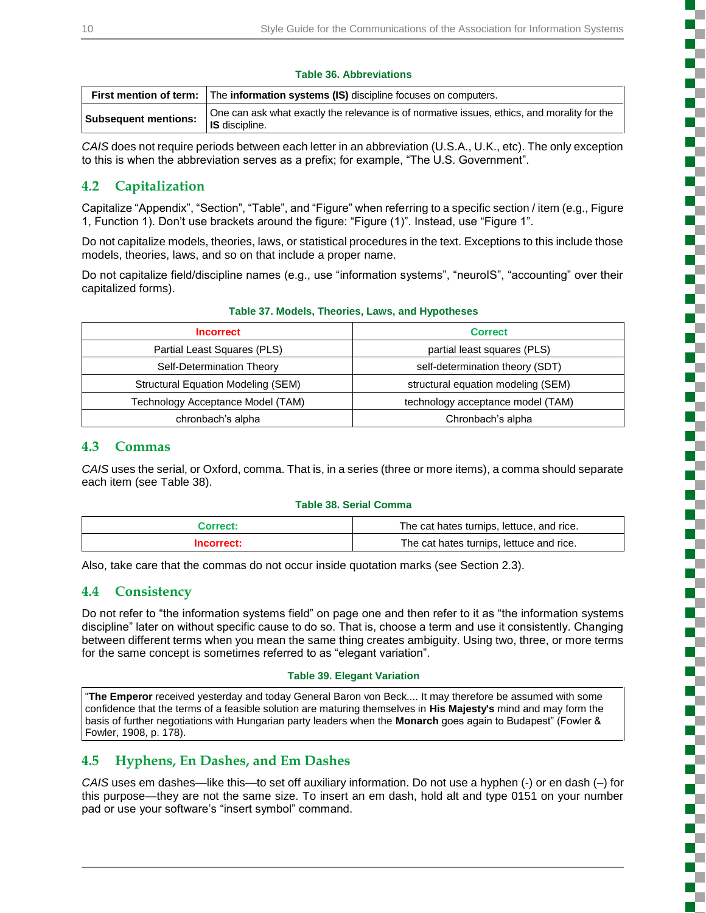**Table 36. Abbreviations**

| **First mention of term:** | The **information systems (IS)** discipline focuses on computers. |
|---|---|
| **Subsequent mentions:** | One can ask what exactly the relevance is of normative issues, ethics, and morality for the **IS** discipline. |

*CAIS* does not require periods between each letter in an abbreviation (U.S.A., U.K., etc). The only exception to this is when the abbreviation serves as a prefix; for example, "The U.S. Government".

## 4.2 Capitalization

Capitalize "Appendix", "Section", "Table", and "Figure" when referring to a specific section / item (e.g., Figure 1, Function 1). Don't use brackets around the figure: "Figure (1)". Instead, use "Figure 1".

Do not capitalize models, theories, laws, or statistical procedures in the text. Exceptions to this include those models, theories, laws, and so on that include a proper name.

Do not capitalize field/discipline names (e.g., use "information systems", "neuroIS", "accounting" over their capitalized forms).

**Table 37. Models, Theories, Laws, and Hypotheses**

| Incorrect | Correct |
|---|---|
| Partial Least Squares (PLS) | partial least squares (PLS) |
| Self-Determination Theory | self-determination theory (SDT) |
| Structural Equation Modeling (SEM) | structural equation modeling (SEM) |
| Technology Acceptance Model (TAM) | technology acceptance model (TAM) |
| chronbach's alpha | Chronbach's alpha |

## 4.3 Commas

*CAIS* uses the serial, or Oxford, comma. That is, in a series (three or more items), a comma should separate each item (see Table 38).

**Table 38. Serial Comma**

| Correct: | The cat hates turnips, lettuce, and rice. |
|---|---|
| Incorrect: | The cat hates turnips, lettuce and rice. |

Also, take care that the commas do not occur inside quotation marks (see Section 2.3).

## 4.4 Consistency

Do not refer to "the information systems field" on page one and then refer to it as "the information systems discipline" later on without specific cause to do so. That is, choose a term and use it consistently. Changing between different terms when you mean the same thing creates ambiguity. Using two, three, or more terms for the same concept is sometimes referred to as "elegant variation".

**Table 39. Elegant Variation**

| "**The Emperor** received yesterday and today General Baron von Beck.... It may therefore be assumed with some confidence that the terms of a feasible solution are maturing themselves in **His Majesty's** mind and may form the basis of further negotiations with Hungarian party leaders when the **Monarch** goes again to Budapest" (Fowler & Fowler, 1908, p. 178). |
|---|

## 4.5 Hyphens, En Dashes, and Em Dashes

*CAIS* uses em dashes—like this—to set off auxiliary information. Do not use a hyphen (-) or en dash (–) for this purpose—they are not the same size. To insert an em dash, hold alt and type 0151 on your number pad or use your software's "insert symbol" command.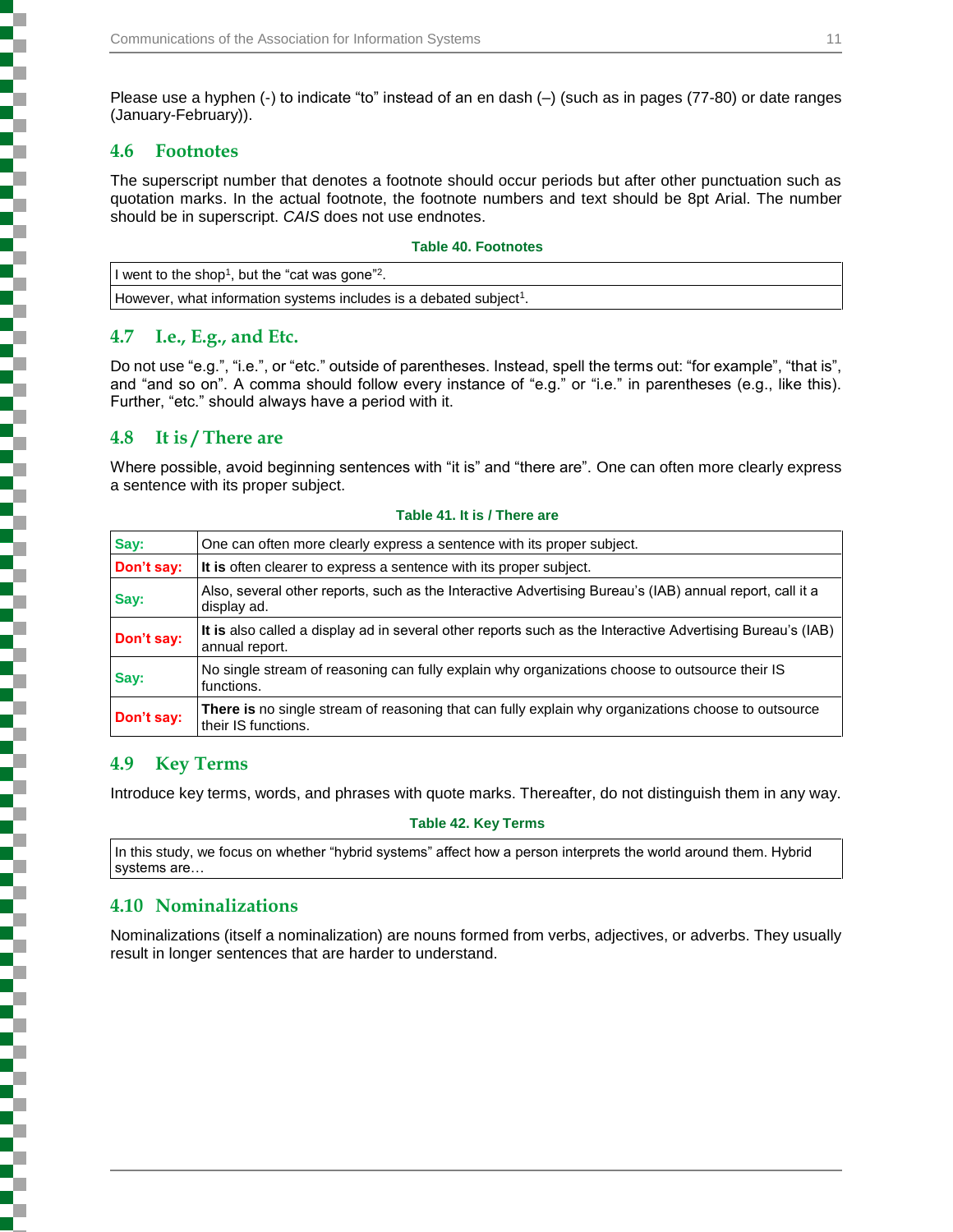Please use a hyphen (-) to indicate "to" instead of an en dash (–) (such as in pages (77-80) or date ranges (January-February)).

## 4.6 Footnotes

The superscript number that denotes a footnote should occur periods but after other punctuation such as quotation marks. In the actual footnote, the footnote numbers and text should be 8pt Arial. The number should be in superscript. *CAIS* does not use endnotes.

**Table 40. Footnotes**

| |
|---|
| I went to the shop[1], but the "cat was gone"[2]. |
| However, what information systems includes is a debated subject[1]. |

## 4.7 I.e., E.g., and Etc.

Do not use "e.g.", "i.e.", or "etc." outside of parentheses. Instead, spell the terms out: "for example", "that is", and "and so on". A comma should follow every instance of "e.g." or "i.e." in parentheses (e.g., like this). Further, "etc." should always have a period with it.

## 4.8 It is / There are

Where possible, avoid beginning sentences with "it is" and "there are". One can often more clearly express a sentence with its proper subject.

**Table 41. It is / There are**

| | |
|---|---|
| **Say:** | One can often more clearly express a sentence with its proper subject. |
| **Don't say:** | **It is** often clearer to express a sentence with its proper subject. |
| **Say:** | Also, several other reports, such as the Interactive Advertising Bureau's (IAB) annual report, call it a display ad. |
| **Don't say:** | **It is** also called a display ad in several other reports such as the Interactive Advertising Bureau's (IAB) annual report. |
| **Say:** | No single stream of reasoning can fully explain why organizations choose to outsource their IS functions. |
| **Don't say:** | **There is** no single stream of reasoning that can fully explain why organizations choose to outsource their IS functions. |

## 4.9 Key Terms

Introduce key terms, words, and phrases with quote marks. Thereafter, do not distinguish them in any way.

**Table 42. Key Terms**

| |
|---|
| In this study, we focus on whether "hybrid systems" affect how a person interprets the world around them. Hybrid systems are… |

## 4.10 Nominalizations

Nominalizations (itself a nominalization) are nouns formed from verbs, adjectives, or adverbs. They usually result in longer sentences that are harder to understand.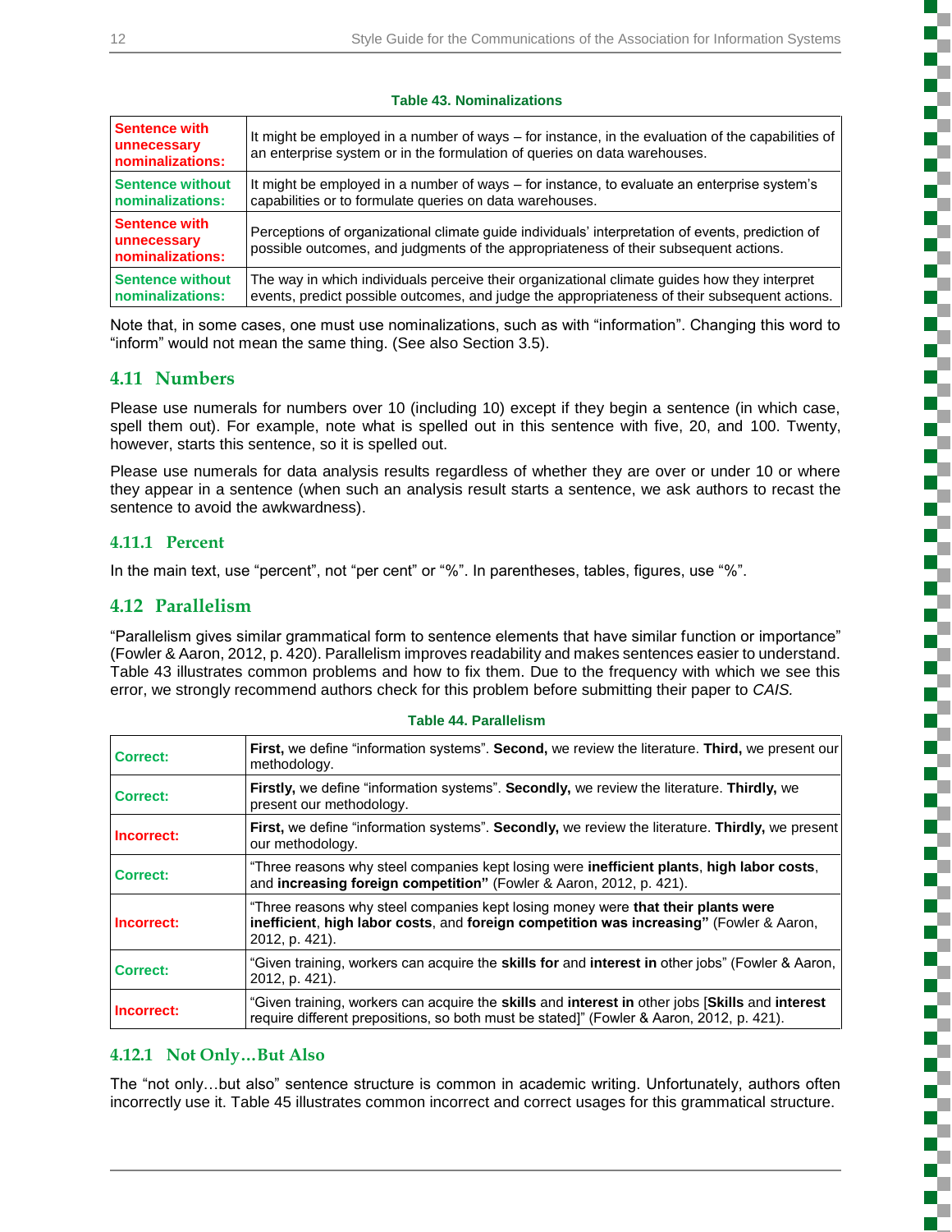**Table 43. Nominalizations**

| | |
|---|---|
| **Sentence with unnecessary nominalizations:** | It might be employed in a number of ways – for instance, in the evaluation of the capabilities of an enterprise system or in the formulation of queries on data warehouses. |
| **Sentence without nominalizations:** | It might be employed in a number of ways – for instance, to evaluate an enterprise system's capabilities or to formulate queries on data warehouses. |
| **Sentence with unnecessary nominalizations:** | Perceptions of organizational climate guide individuals' interpretation of events, prediction of possible outcomes, and judgments of the appropriateness of their subsequent actions. |
| **Sentence without nominalizations:** | The way in which individuals perceive their organizational climate guides how they interpret events, predict possible outcomes, and judge the appropriateness of their subsequent actions. |

Note that, in some cases, one must use nominalizations, such as with "information". Changing this word to "inform" would not mean the same thing. (See also Section 3.5).

## 4.11 Numbers

Please use numerals for numbers over 10 (including 10) except if they begin a sentence (in which case, spell them out). For example, note what is spelled out in this sentence with five, 20, and 100. Twenty, however, starts this sentence, so it is spelled out.

Please use numerals for data analysis results regardless of whether they are over or under 10 or where they appear in a sentence (when such an analysis result starts a sentence, we ask authors to recast the sentence to avoid the awkwardness).

### 4.11.1 Percent

In the main text, use "percent", not "per cent" or "%". In parentheses, tables, figures, use "%".

## 4.12 Parallelism

"Parallelism gives similar grammatical form to sentence elements that have similar function or importance" (Fowler & Aaron, 2012, p. 420). Parallelism improves readability and makes sentences easier to understand. Table 43 illustrates common problems and how to fix them. Due to the frequency with which we see this error, we strongly recommend authors check for this problem before submitting their paper to *CAIS.*

**Table 44. Parallelism**

| | |
|---|---|
| **Correct:** | **First,** we define "information systems". **Second,** we review the literature. **Third,** we present our methodology. |
| **Correct:** | **Firstly,** we define "information systems". **Secondly,** we review the literature. **Thirdly,** we present our methodology. |
| **Incorrect:** | **First,** we define "information systems". **Secondly,** we review the literature. **Thirdly,** we present our methodology. |
| **Correct:** | "Three reasons why steel companies kept losing were **inefficient plants**, **high labor costs**, and **increasing foreign competition"** (Fowler & Aaron, 2012, p. 421). |
| **Incorrect:** | "Three reasons why steel companies kept losing money were **that their plants were inefficient**, **high labor costs**, and **foreign competition was increasing"** (Fowler & Aaron, 2012, p. 421). |
| **Correct:** | "Given training, workers can acquire the **skills for** and **interest in** other jobs" (Fowler & Aaron, 2012, p. 421). |
| **Incorrect:** | "Given training, workers can acquire the **skills** and **interest in** other jobs [**Skills** and **interest** require different prepositions, so both must be stated]" (Fowler & Aaron, 2012, p. 421). |

### 4.12.1 Not Only…But Also

The "not only…but also" sentence structure is common in academic writing. Unfortunately, authors often incorrectly use it. Table 45 illustrates common incorrect and correct usages for this grammatical structure.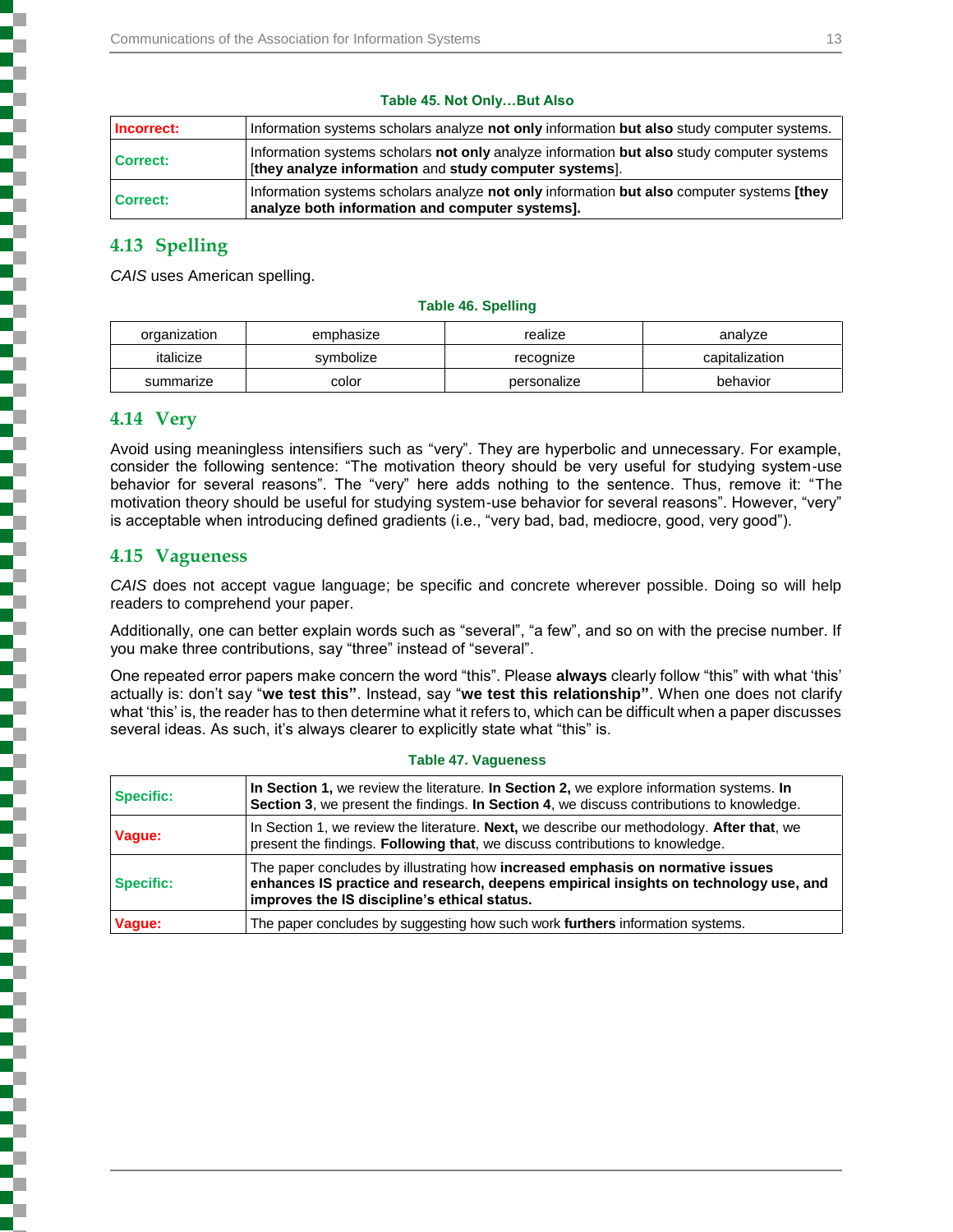**Table 45. Not Only…But Also**

| | |
|---|---|
| **Incorrect:** | Information systems scholars analyze **not only** information **but also** study computer systems. |
| **Correct:** | Information systems scholars **not only** analyze information **but also** study computer systems [**they analyze information** and **study computer systems**]. |
| **Correct:** | Information systems scholars analyze **not only** information **but also** computer systems **[they analyze both information and computer systems].** |

## 4.13 Spelling

*CAIS* uses American spelling.

**Table 46. Spelling**

| | | | |
|---|---|---|---|
| organization | emphasize | realize | analyze |
| italicize | symbolize | recognize | capitalization |
| summarize | color | personalize | behavior |

## 4.14 Very

Avoid using meaningless intensifiers such as "very". They are hyperbolic and unnecessary. For example, consider the following sentence: "The motivation theory should be very useful for studying system-use behavior for several reasons". The "very" here adds nothing to the sentence. Thus, remove it: "The motivation theory should be useful for studying system-use behavior for several reasons". However, "very" is acceptable when introducing defined gradients (i.e., "very bad, bad, mediocre, good, very good").

## 4.15 Vagueness

*CAIS* does not accept vague language; be specific and concrete wherever possible. Doing so will help readers to comprehend your paper.

Additionally, one can better explain words such as "several", "a few", and so on with the precise number. If you make three contributions, say "three" instead of "several".

One repeated error papers make concern the word "this". Please **always** clearly follow "this" with what 'this' actually is: don't say "**we test this"**. Instead, say "**we test this relationship"**. When one does not clarify what 'this' is, the reader has to then determine what it refers to, which can be difficult when a paper discusses several ideas. As such, it's always clearer to explicitly state what "this" is.

**Table 47. Vagueness**

| | |
|---|---|
| **Specific:** | **In Section 1,** we review the literature. **In Section 2,** we explore information systems. **In Section 3**, we present the findings. **In Section 4**, we discuss contributions to knowledge. |
| **Vague:** | In Section 1, we review the literature. **Next,** we describe our methodology. **After that**, we present the findings. **Following that**, we discuss contributions to knowledge. |
| **Specific:** | The paper concludes by illustrating how **increased emphasis on normative issues enhances IS practice and research, deepens empirical insights on technology use, and improves the IS discipline's ethical status.** |
| **Vague:** | The paper concludes by suggesting how such work **furthers** information systems. |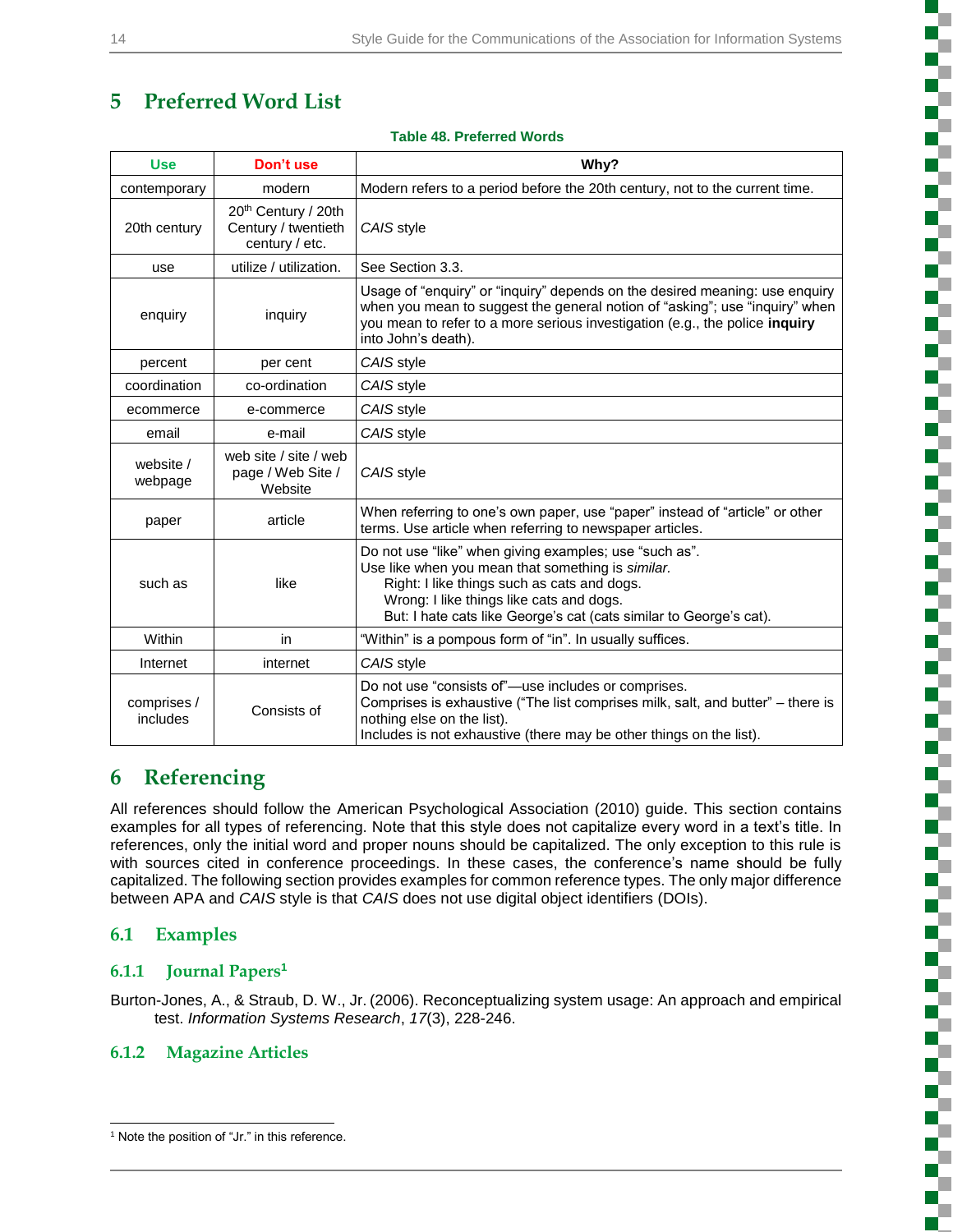# 5 Preferred Word List

**Table 48. Preferred Words**

| Use | Don't use | Why? |
|---|---|---|
| contemporary | modern | Modern refers to a period before the 20th century, not to the current time. |
| 20th century | 20th Century / 20th Century / twentieth century / etc. | *CAIS* style |
| use | utilize / utilization. | See Section 3.3. |
| enquiry | inquiry | Usage of "enquiry" or "inquiry" depends on the desired meaning: use enquiry when you mean to suggest the general notion of "asking"; use "inquiry" when you mean to refer to a more serious investigation (e.g., the police **inquiry** into John's death). |
| percent | per cent | *CAIS* style |
| coordination | co-ordination | *CAIS* style |
| ecommerce | e-commerce | *CAIS* style |
| email | e-mail | *CAIS* style |
| website / webpage | web site / site / web page / Web Site / Website | *CAIS* style |
| paper | article | When referring to one's own paper, use "paper" instead of "article" or other terms. Use article when referring to newspaper articles. |
| such as | like | Do not use "like" when giving examples; use "such as". Use like when you mean that something is *similar.* Right: I like things such as cats and dogs. Wrong: I like things like cats and dogs. But: I hate cats like George's cat (cats similar to George's cat). |
| Within | in | "Within" is a pompous form of "in". In usually suffices. |
| Internet | internet | *CAIS* style |
| comprises / includes | Consists of | Do not use "consists of"—use includes or comprises. Comprises is exhaustive ("The list comprises milk, salt, and butter" – there is nothing else on the list). Includes is not exhaustive (there may be other things on the list). |

# 6 Referencing

All references should follow the American Psychological Association (2010) guide. This section contains examples for all types of referencing. Note that this style does not capitalize every word in a text's title. In references, only the initial word and proper nouns should be capitalized. The only exception to this rule is with sources cited in conference proceedings. In these cases, the conference's name should be fully capitalized. The following section provides examples for common reference types. The only major difference between APA and *CAIS* style is that *CAIS* does not use digital object identifiers (DOIs).

## 6.1 Examples

### 6.1.1 Journal Papers[1]

Burton-Jones, A., & Straub, D. W., Jr. (2006). Reconceptualizing system usage: An approach and empirical test. *Information Systems Research*, *17*(3), 228-246.

### 6.1.2 Magazine Articles

---

[1] Note the position of "Jr." in this reference.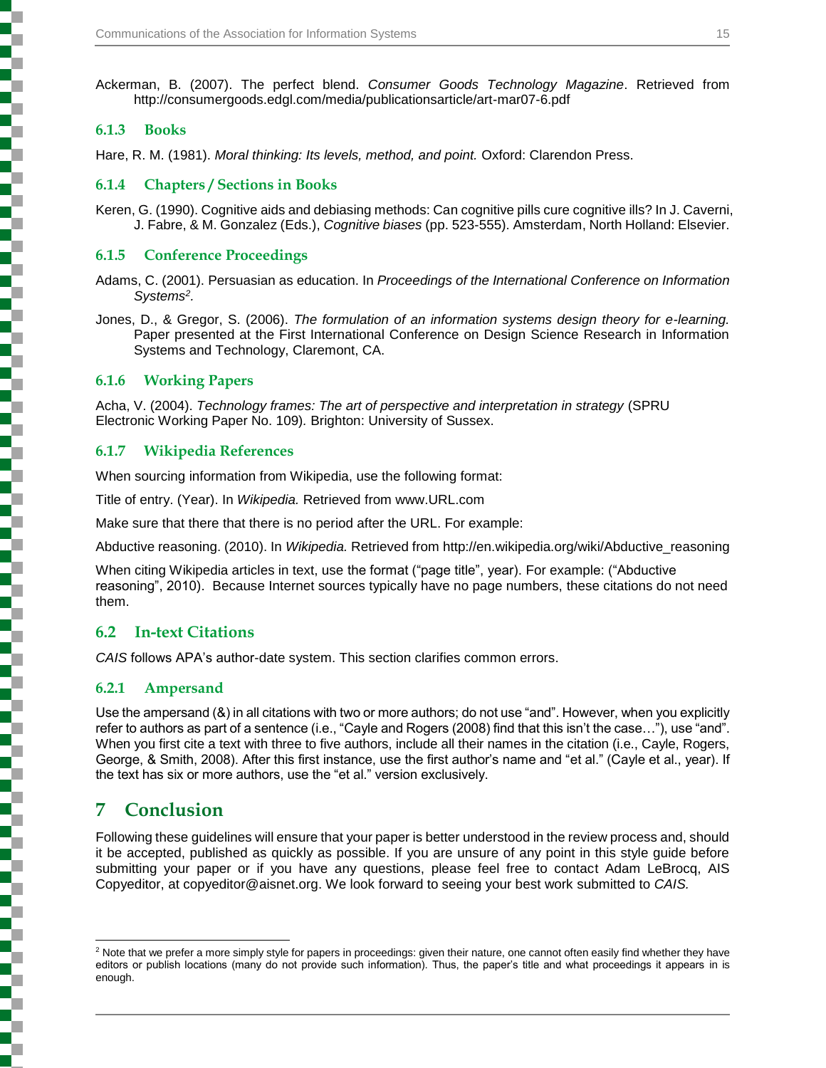Ackerman, B. (2007). The perfect blend. *Consumer Goods Technology Magazine*. Retrieved from http://consumergoods.edgl.com/media/publicationsarticle/art-mar07-6.pdf

### 6.1.3 Books

Hare, R. M. (1981). *Moral thinking: Its levels, method, and point.* Oxford: Clarendon Press.

### 6.1.4 Chapters / Sections in Books

Keren, G. (1990). Cognitive aids and debiasing methods: Can cognitive pills cure cognitive ills? In J. Caverni, J. Fabre, & M. Gonzalez (Eds.), *Cognitive biases* (pp. 523-555). Amsterdam, North Holland: Elsevier.

### 6.1.5 Conference Proceedings

Adams, C. (2001). Persuasian as education. In *Proceedings of the International Conference on Information Systems*[2].

Jones, D., & Gregor, S. (2006). *The formulation of an information systems design theory for e-learning.* Paper presented at the First International Conference on Design Science Research in Information Systems and Technology, Claremont, CA.

### 6.1.6 Working Papers

Acha, V. (2004). *Technology frames: The art of perspective and interpretation in strategy* (SPRU Electronic Working Paper No. 109). Brighton: University of Sussex.

### 6.1.7 Wikipedia References

When sourcing information from Wikipedia, use the following format:

Title of entry. (Year). In *Wikipedia.* Retrieved from www.URL.com

Make sure that there that there is no period after the URL. For example:

Abductive reasoning. (2010). In *Wikipedia.* Retrieved from http://en.wikipedia.org/wiki/Abductive_reasoning

When citing Wikipedia articles in text, use the format ("page title", year). For example: ("Abductive reasoning", 2010). Because Internet sources typically have no page numbers, these citations do not need them.

## 6.2 In-text Citations

*CAIS* follows APA's author-date system. This section clarifies common errors.

### 6.2.1 Ampersand

Use the ampersand (&) in all citations with two or more authors; do not use "and". However, when you explicitly refer to authors as part of a sentence (i.e., "Cayle and Rogers (2008) find that this isn't the case…"), use "and". When you first cite a text with three to five authors, include all their names in the citation (i.e., Cayle, Rogers, George, & Smith, 2008). After this first instance, use the first author's name and "et al." (Cayle et al., year). If the text has six or more authors, use the "et al." version exclusively.

# 7 Conclusion

Following these guidelines will ensure that your paper is better understood in the review process and, should it be accepted, published as quickly as possible. If you are unsure of any point in this style guide before submitting your paper or if you have any questions, please feel free to contact Adam LeBrocq, AIS Copyeditor, at copyeditor@aisnet.org. We look forward to seeing your best work submitted to *CAIS.*

---

[2] Note that we prefer a more simply style for papers in proceedings: given their nature, one cannot often easily find whether they have editors or publish locations (many do not provide such information). Thus, the paper's title and what proceedings it appears in is enough.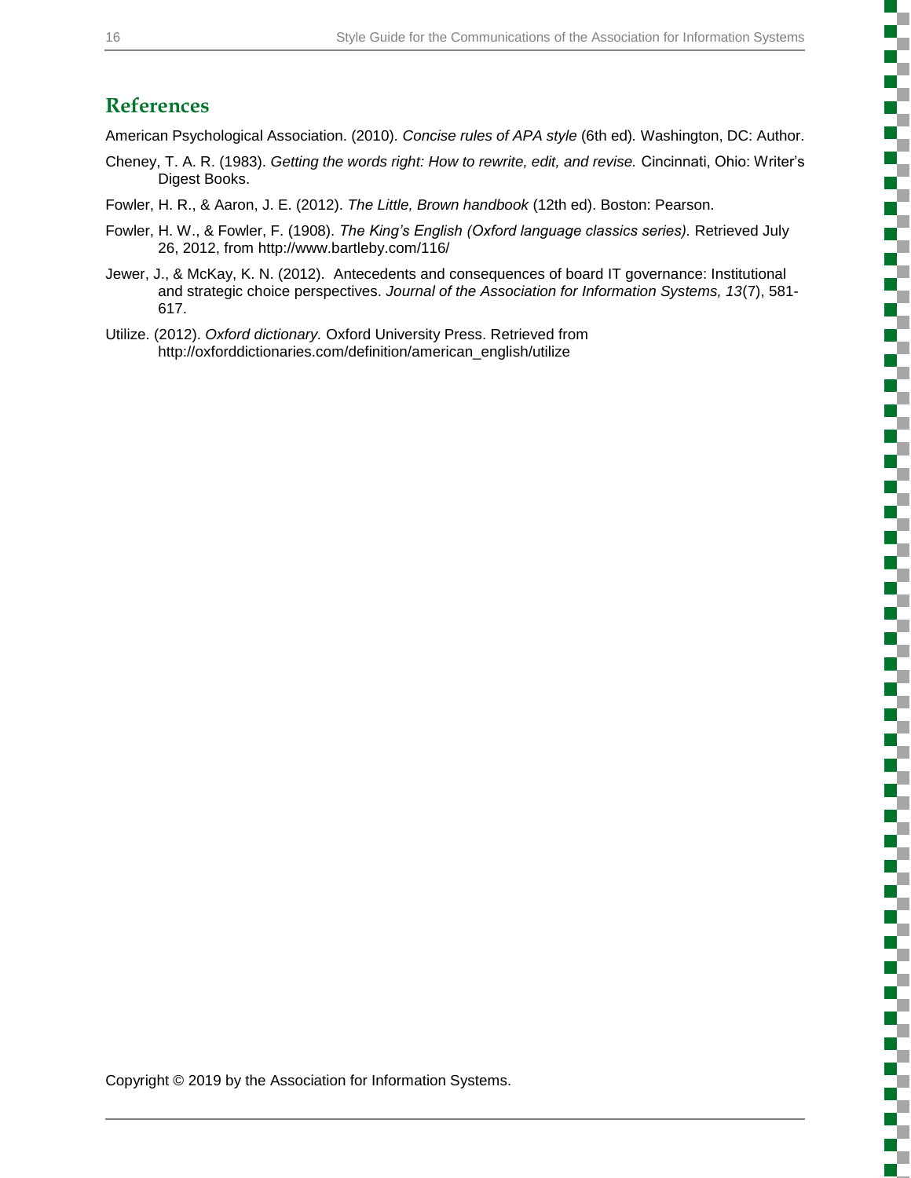# References

American Psychological Association. (2010). *Concise rules of APA style* (6th ed). Washington, DC: Author.

Cheney, T. A. R. (1983). *Getting the words right: How to rewrite, edit, and revise.* Cincinnati, Ohio: Writer's Digest Books.

Fowler, H. R., & Aaron, J. E. (2012). *The Little, Brown handbook* (12th ed). Boston: Pearson.

Fowler, H. W., & Fowler, F. (1908). *The King's English (Oxford language classics series).* Retrieved July 26, 2012, from http://www.bartleby.com/116/

Jewer, J., & McKay, K. N. (2012). Antecedents and consequences of board IT governance: Institutional and strategic choice perspectives. *Journal of the Association for Information Systems, 13*(7), 581-617.

Utilize. (2012). *Oxford dictionary.* Oxford University Press. Retrieved from http://oxforddictionaries.com/definition/american_english/utilize

Copyright © 2019 by the Association for Information Systems.